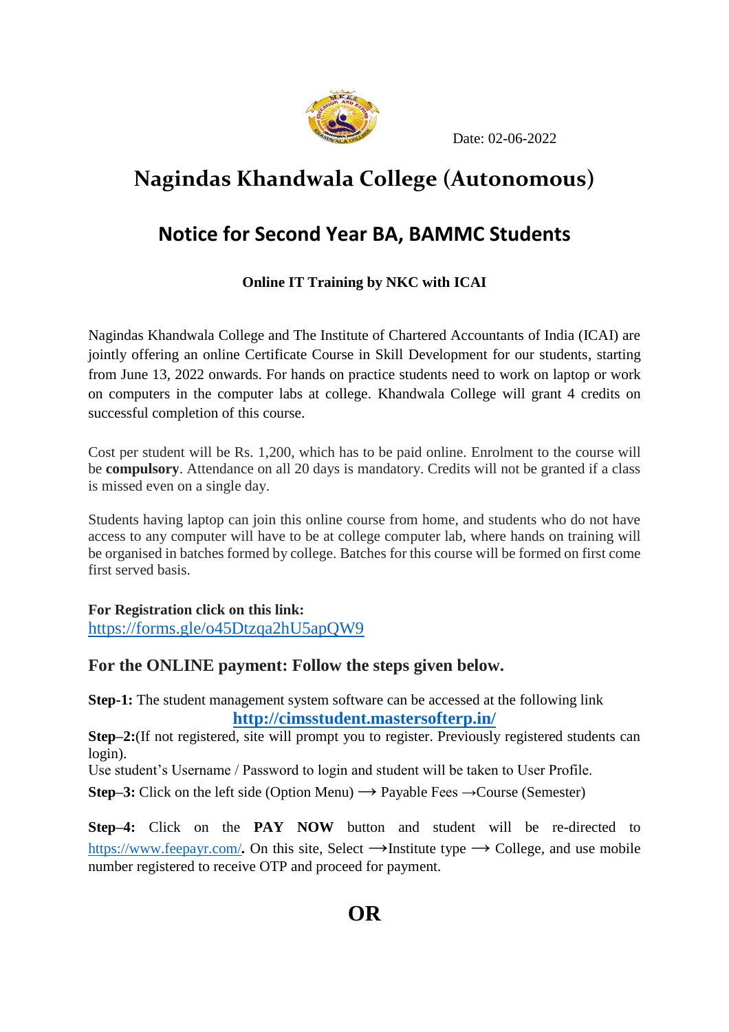Date: 02-06-2022

# Nagindas Khandwala College (Autonomous)

## Notice for Second Year BA, BAMMC Students

**Online IT Training by NKC with ICAI**

Nagindas Khandwala College and The Institute of Chartered Accountants of India (ICAI) are jointly offering an online Certificate Course in Skill Development for our students, starting from June 13, 2022 onwards. For hands on practice students need to work on laptop or work on computers in the computer labs at college. Khandwala College will grant 4 credits on successful completion of this course.

Cost per student will be Rs. 1,200, which has to be paid online. Enrolment to the course will be **compulsory**. Attendance on all 20 days is mandatory. Credits will not be granted if a class is missed even on a single day.

Students having laptop can join this online course from home, and students who do not have access to any computer will have to be at college computer lab, where hands on training will be organised in batches formed by college. Batches for this course will be formed on first come first served basis.

**For Registration click on this link:**
https://forms.gle/o45Dtzqa2hU5apQW9

### For the ONLINE payment: Follow the steps given below.

**Step-1:** The student management system software can be accessed at the following link
**http://cimsstudent.mastersofterp.in/**

**Step–2:**(If not registered, site will prompt you to register. Previously registered students can login).
Use student's Username / Password to login and student will be taken to User Profile.

**Step–3:** Click on the left side (Option Menu) ⟶ Payable Fees →Course (Semester)

**Step–4:** Click on the **PAY NOW** button and student will be re-directed to https://www.feepayr.com/**.** On this site, Select ⟶Institute type ⟶ College, and use mobile number registered to receive OTP and proceed for payment.

**OR**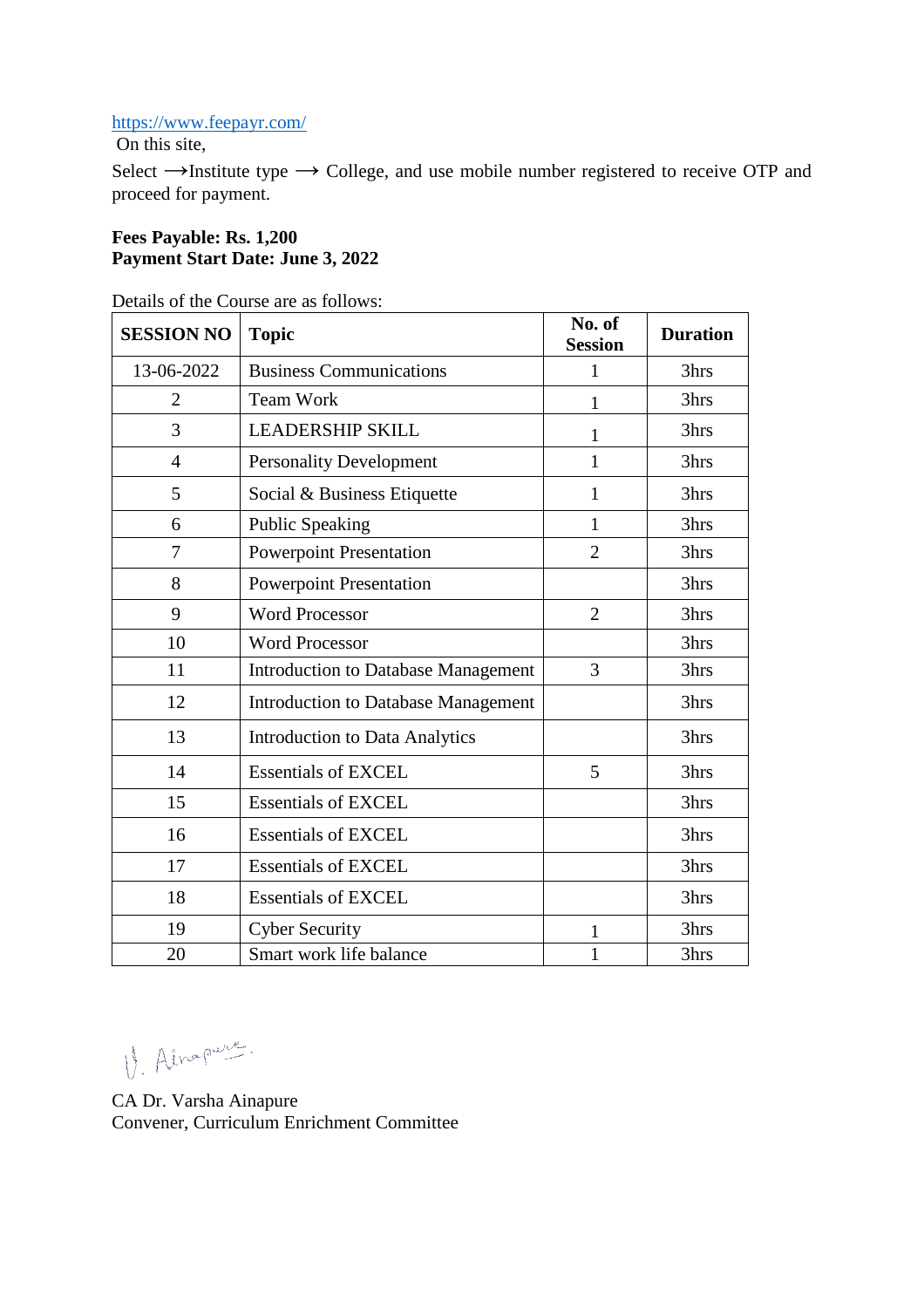https://www.feepayr.com/

On this site,

Select ⟶Institute type ⟶ College, and use mobile number registered to receive OTP and proceed for payment.

**Fees Payable: Rs. 1,200**
**Payment Start Date: June 3, 2022**

Details of the Course are as follows:

| SESSION NO | Topic | No. of Session | Duration |
|---|---|---|---|
| 13-06-2022 | Business Communications | 1 | 3hrs |
| 2 | Team Work | 1 | 3hrs |
| 3 | LEADERSHIP SKILL | 1 | 3hrs |
| 4 | Personality Development | 1 | 3hrs |
| 5 | Social & Business Etiquette | 1 | 3hrs |
| 6 | Public Speaking | 1 | 3hrs |
| 7 | Powerpoint Presentation | 2 | 3hrs |
| 8 | Powerpoint Presentation | | 3hrs |
| 9 | Word Processor | 2 | 3hrs |
| 10 | Word Processor | | 3hrs |
| 11 | Introduction to Database Management | 3 | 3hrs |
| 12 | Introduction to Database Management | | 3hrs |
| 13 | Introduction to Data Analytics | | 3hrs |
| 14 | Essentials of EXCEL | 5 | 3hrs |
| 15 | Essentials of EXCEL | | 3hrs |
| 16 | Essentials of EXCEL | | 3hrs |
| 17 | Essentials of EXCEL | | 3hrs |
| 18 | Essentials of EXCEL | | 3hrs |
| 19 | Cyber Security | 1 | 3hrs |
| 20 | Smart work life balance | 1 | 3hrs |

V. Ainapure

CA Dr. Varsha Ainapure
Convener, Curriculum Enrichment Committee